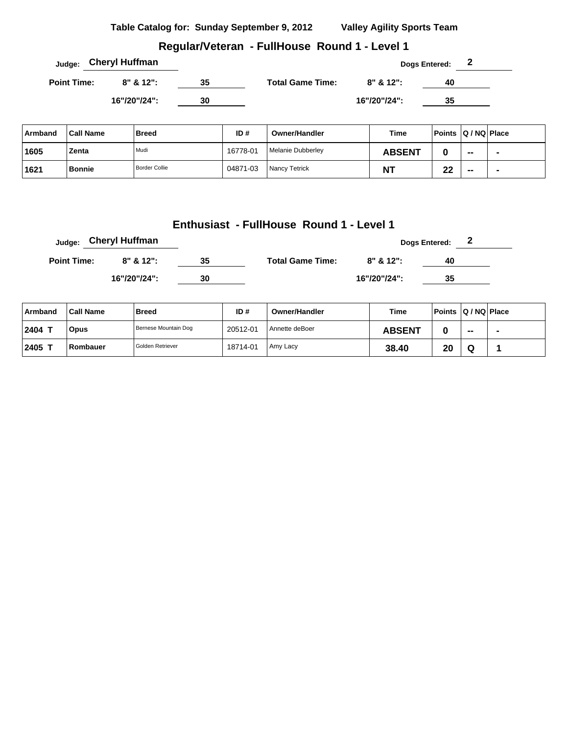**Table Catalog for: Sunday September 9, 2012 Valley Agility Sports Team**

## Regular/Veteran - FullHouse Round 1 - Level 1

Judge: **Cheryl Huffman**  Dogs Entered: **2**

| Point Time: | | Total Game Time: | |
|---|---|---|---|
| 8" & 12": | 35 | 8" & 12": | 40 |
| 16"/20"/24": | 30 | 16"/20"/24": | 35 |

| Armband | Call Name | Breed | ID # | Owner/Handler | Time | Points | Q / NQ | Place |
|---|---|---|---|---|---|---|---|---|
| 1605 | Zenta | Mudi | 16778-01 | Melanie Dubberley | ABSENT | 0 | -- | - |
| 1621 | Bonnie | Border Collie | 04871-03 | Nancy Tetrick | NT | 22 | -- | - |

## Enthusiast - FullHouse Round 1 - Level 1

Judge: **Cheryl Huffman**  Dogs Entered: **2**

| Point Time: | | Total Game Time: | |
|---|---|---|---|
| 8" & 12": | 35 | 8" & 12": | 40 |
| 16"/20"/24": | 30 | 16"/20"/24": | 35 |

| Armband | Call Name | Breed | ID # | Owner/Handler | Time | Points | Q / NQ | Place |
|---|---|---|---|---|---|---|---|---|
| 2404 T | Opus | Bernese Mountain Dog | 20512-01 | Annette deBoer | ABSENT | 0 | -- | - |
| 2405 T | Rombauer | Golden Retriever | 18714-01 | Amy Lacy | 38.40 | 20 | Q | 1 |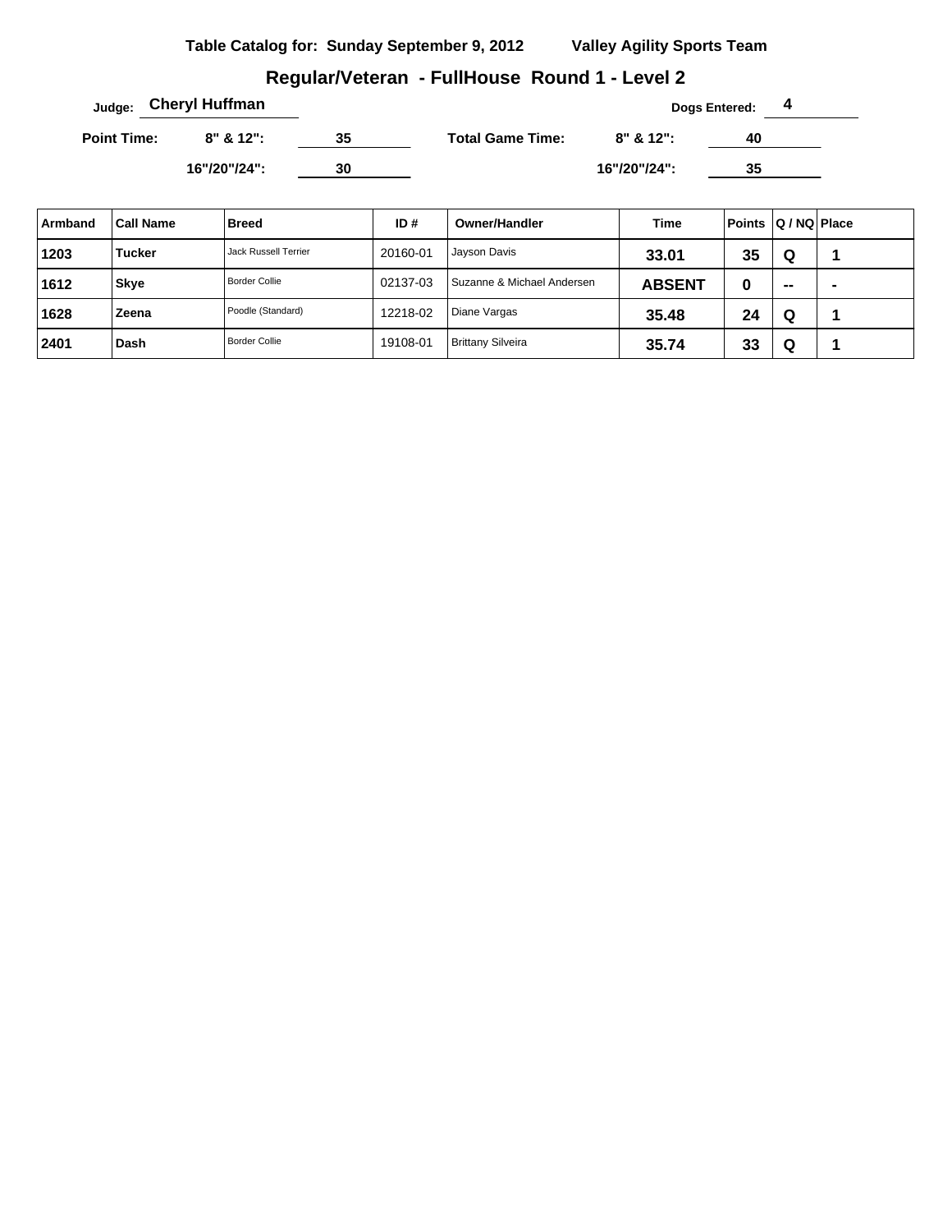**Table Catalog for: Sunday September 9, 2012** **Valley Agility Sports Team**

## Regular/Veteran - FullHouse Round 1 - Level 2

**Judge:** Cheryl Huffman **Dogs Entered:** 4

**Point Time:** 8" & 12": 35 **Total Game Time:** 8" & 12": 40

16"/20"/24": 30 16"/20"/24": 35

| Armband | Call Name | Breed | ID # | Owner/Handler | Time | Points | Q / NQ | Place |
|---|---|---|---|---|---|---|---|---|
| 1203 | Tucker | Jack Russell Terrier | 20160-01 | Jayson Davis | 33.01 | 35 | Q | 1 |
| 1612 | Skye | Border Collie | 02137-03 | Suzanne & Michael Andersen | ABSENT | 0 | -- | - |
| 1628 | Zeena | Poodle (Standard) | 12218-02 | Diane Vargas | 35.48 | 24 | Q | 1 |
| 2401 | Dash | Border Collie | 19108-01 | Brittany Silveira | 35.74 | 33 | Q | 1 |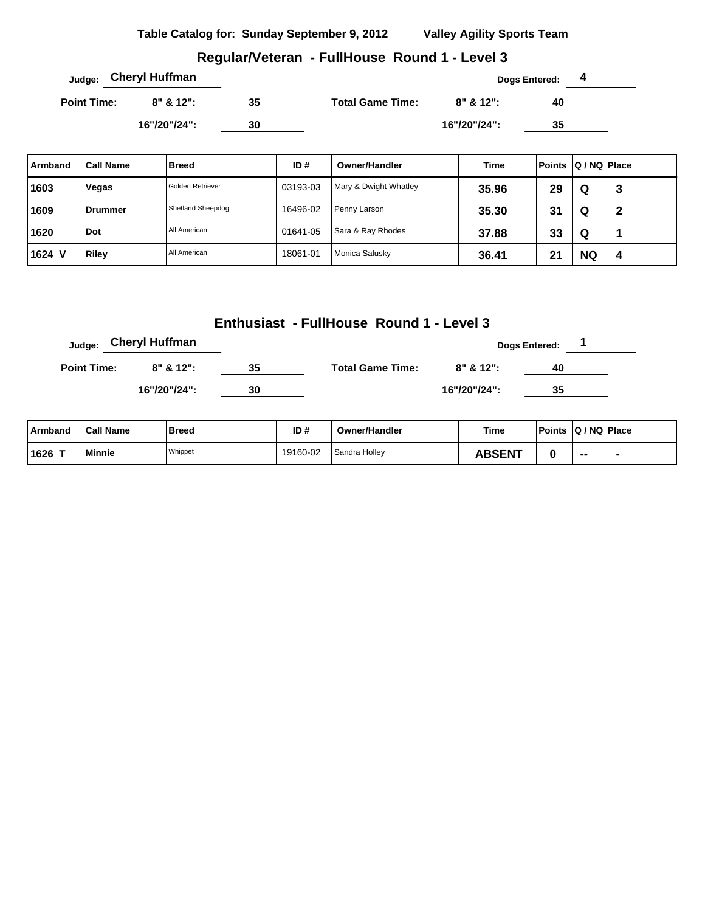**Table Catalog for: Sunday September 9, 2012 Valley Agility Sports Team**

## Regular/Veteran - FullHouse Round 1 - Level 3

**Judge:** Cheryl Huffman **Dogs Entered:** 4

**Point Time:** 8" & 12": 35 — 16"/20"/24": 30

**Total Game Time:** 8" & 12": 40 — 16"/20"/24": 35

| Armband | Call Name | Breed | ID # | Owner/Handler | Time | Points | Q / NQ | Place |
|---|---|---|---|---|---|---|---|---|
| 1603 | Vegas | Golden Retriever | 03193-03 | Mary & Dwight Whatley | 35.96 | 29 | Q | 3 |
| 1609 | Drummer | Shetland Sheepdog | 16496-02 | Penny Larson | 35.30 | 31 | Q | 2 |
| 1620 | Dot | All American | 01641-05 | Sara & Ray Rhodes | 37.88 | 33 | Q | 1 |
| 1624 V | Riley | All American | 18061-01 | Monica Salusky | 36.41 | 21 | NQ | 4 |

## Enthusiast - FullHouse Round 1 - Level 3

**Judge:** Cheryl Huffman **Dogs Entered:** 1

**Point Time:** 8" & 12": 35 — 16"/20"/24": 30

**Total Game Time:** 8" & 12": 40 — 16"/20"/24": 35

| Armband | Call Name | Breed | ID # | Owner/Handler | Time | Points | Q / NQ | Place |
|---|---|---|---|---|---|---|---|---|
| 1626 T | Minnie | Whippet | 19160-02 | Sandra Holley | ABSENT | 0 | -- | - |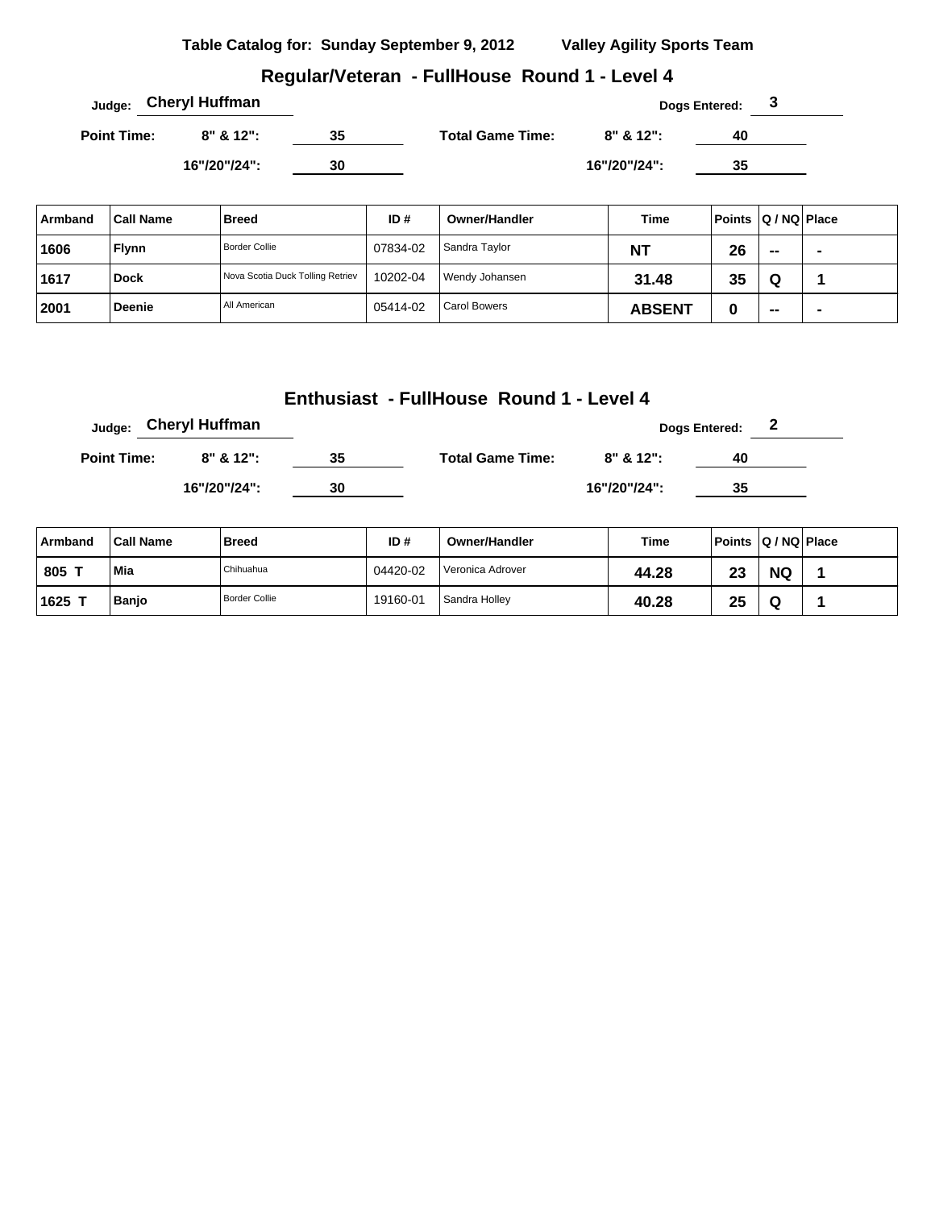**Table Catalog for: Sunday September 9, 2012** **Valley Agility Sports Team**

## Regular/Veteran - FullHouse Round 1 - Level 4

**Judge:** Cheryl Huffman **Dogs Entered:** 3

| Point Time: | | | Total Game Time: | | |
|---|---|---|---|---|---|
| | 8" & 12": | 35 | | 8" & 12": | 40 |
| | 16"/20"/24": | 30 | | 16"/20"/24": | 35 |

| Armband | Call Name | Breed | ID # | Owner/Handler | Time | Points | Q / NQ | Place |
|---|---|---|---|---|---|---|---|---|
| 1606 | Flynn | Border Collie | 07834-02 | Sandra Taylor | NT | 26 | -- | - |
| 1617 | Dock | Nova Scotia Duck Tolling Retriev | 10202-04 | Wendy Johansen | 31.48 | 35 | Q | 1 |
| 2001 | Deenie | All American | 05414-02 | Carol Bowers | ABSENT | 0 | -- | - |

## Enthusiast - FullHouse Round 1 - Level 4

**Judge:** Cheryl Huffman **Dogs Entered:** 2

| Point Time: | | | Total Game Time: | | |
|---|---|---|---|---|---|
| | 8" & 12": | 35 | | 8" & 12": | 40 |
| | 16"/20"/24": | 30 | | 16"/20"/24": | 35 |

| Armband | Call Name | Breed | ID # | Owner/Handler | Time | Points | Q / NQ | Place |
|---|---|---|---|---|---|---|---|---|
| 805 T | Mia | Chihuahua | 04420-02 | Veronica Adrover | 44.28 | 23 | NQ | 1 |
| 1625 T | Banjo | Border Collie | 19160-01 | Sandra Holley | 40.28 | 25 | Q | 1 |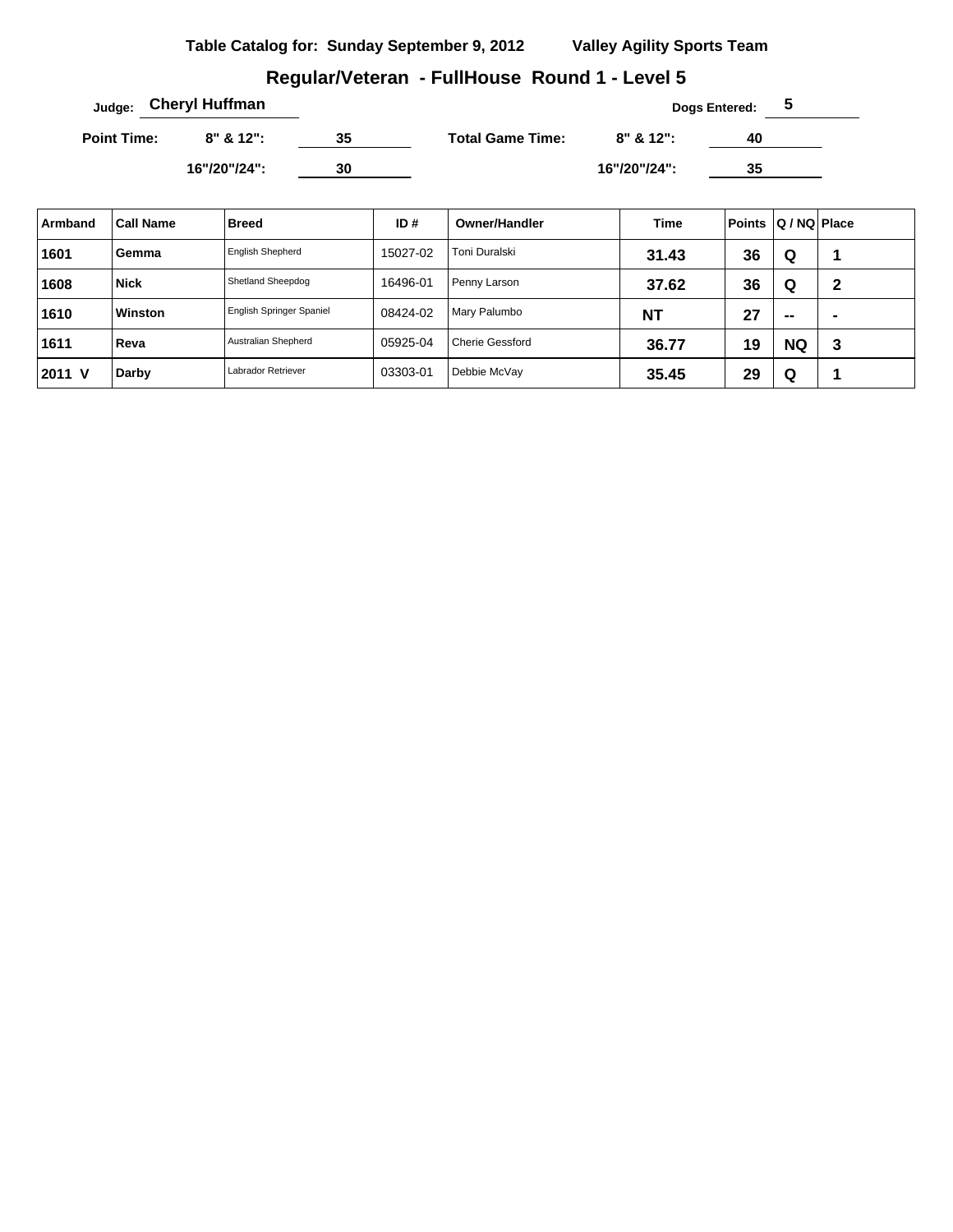**Table Catalog for: Sunday September 9, 2012** **Valley Agility Sports Team**

## Regular/Veteran - FullHouse Round 1 - Level 5

**Judge:** **Cheryl Huffman** **Dogs Entered:** **5**

**Point Time:** **8" & 12":** **35** **Total Game Time:** **8" & 12":** **40**

**16"/20"/24":** **30** **16"/20"/24":** **35**

| Armband | Call Name | Breed | ID # | Owner/Handler | Time | Points | Q / NQ | Place |
|---|---|---|---|---|---|---|---|---|
| 1601 | Gemma | English Shepherd | 15027-02 | Toni Duralski | 31.43 | 36 | Q | 1 |
| 1608 | Nick | Shetland Sheepdog | 16496-01 | Penny Larson | 37.62 | 36 | Q | 2 |
| 1610 | Winston | English Springer Spaniel | 08424-02 | Mary Palumbo | NT | 27 | -- | - |
| 1611 | Reva | Australian Shepherd | 05925-04 | Cherie Gessford | 36.77 | 19 | NQ | 3 |
| 2011 V | Darby | Labrador Retriever | 03303-01 | Debbie McVay | 35.45 | 29 | Q | 1 |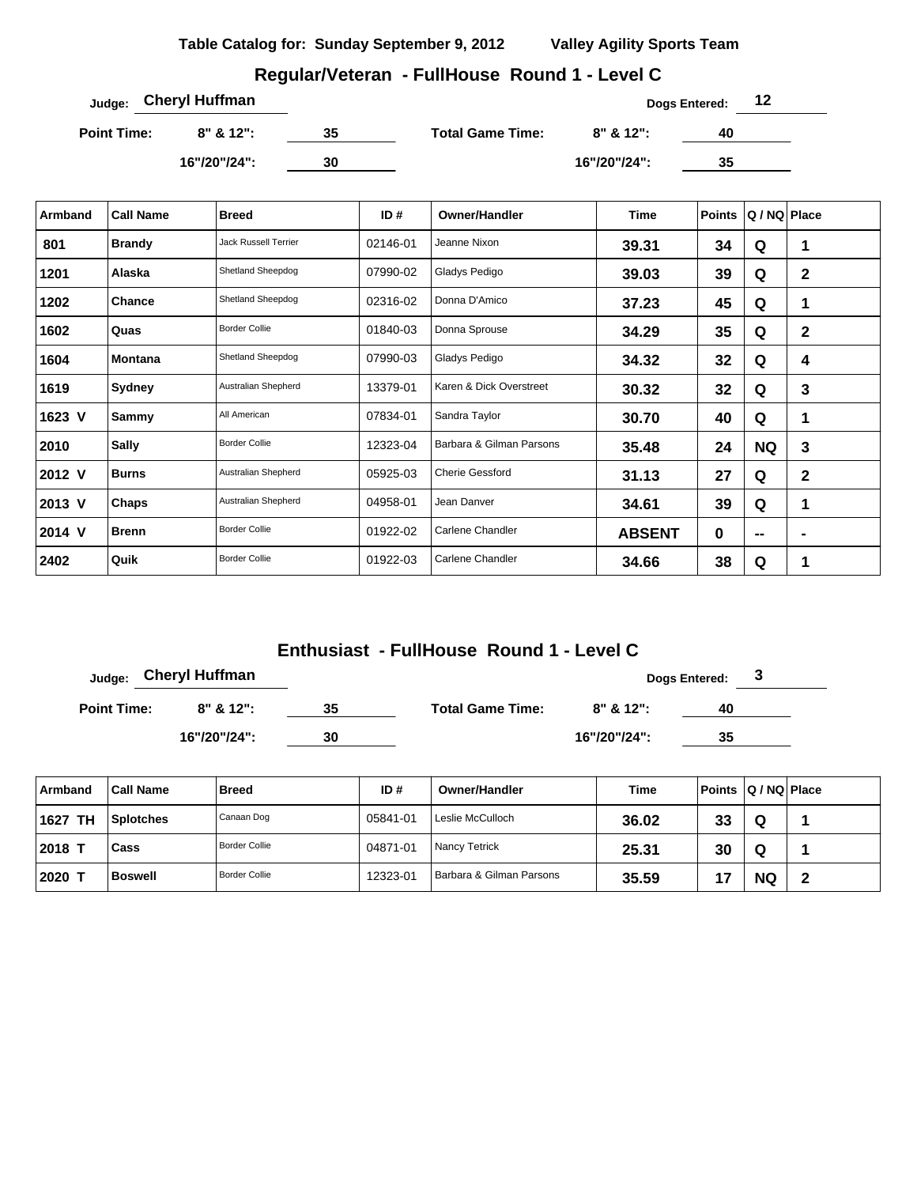**Table Catalog for: Sunday September 9, 2012 Valley Agility Sports Team**

## Regular/Veteran - FullHouse Round 1 - Level C

Judge: **Cheryl Huffman** Dogs Entered: **12**

Point Time: 8" & 12": **35** Total Game Time: 8" & 12": **40**

16"/20"/24": **30** 16"/20"/24": **35**

| Armband | Call Name | Breed | ID # | Owner/Handler | Time | Points | Q / NQ | Place |
|---|---|---|---|---|---|---|---|---|
| 801 | Brandy | Jack Russell Terrier | 02146-01 | Jeanne Nixon | 39.31 | 34 | Q | 1 |
| 1201 | Alaska | Shetland Sheepdog | 07990-02 | Gladys Pedigo | 39.03 | 39 | Q | 2 |
| 1202 | Chance | Shetland Sheepdog | 02316-02 | Donna D'Amico | 37.23 | 45 | Q | 1 |
| 1602 | Quas | Border Collie | 01840-03 | Donna Sprouse | 34.29 | 35 | Q | 2 |
| 1604 | Montana | Shetland Sheepdog | 07990-03 | Gladys Pedigo | 34.32 | 32 | Q | 4 |
| 1619 | Sydney | Australian Shepherd | 13379-01 | Karen & Dick Overstreet | 30.32 | 32 | Q | 3 |
| 1623 V | Sammy | All American | 07834-01 | Sandra Taylor | 30.70 | 40 | Q | 1 |
| 2010 | Sally | Border Collie | 12323-04 | Barbara & Gilman Parsons | 35.48 | 24 | NQ | 3 |
| 2012 V | Burns | Australian Shepherd | 05925-03 | Cherie Gessford | 31.13 | 27 | Q | 2 |
| 2013 V | Chaps | Australian Shepherd | 04958-01 | Jean Danver | 34.61 | 39 | Q | 1 |
| 2014 V | Brenn | Border Collie | 01922-02 | Carlene Chandler | ABSENT | 0 | -- | - |
| 2402 | Quik | Border Collie | 01922-03 | Carlene Chandler | 34.66 | 38 | Q | 1 |

## Enthusiast - FullHouse Round 1 - Level C

Judge: **Cheryl Huffman** Dogs Entered: **3**

Point Time: 8" & 12": **35** Total Game Time: 8" & 12": **40**

16"/20"/24": **30** 16"/20"/24": **35**

| Armband | Call Name | Breed | ID # | Owner/Handler | Time | Points | Q / NQ | Place |
|---|---|---|---|---|---|---|---|---|
| 1627 TH | Splotches | Canaan Dog | 05841-01 | Leslie McCulloch | 36.02 | 33 | Q | 1 |
| 2018 T | Cass | Border Collie | 04871-01 | Nancy Tetrick | 25.31 | 30 | Q | 1 |
| 2020 T | Boswell | Border Collie | 12323-01 | Barbara & Gilman Parsons | 35.59 | 17 | NQ | 2 |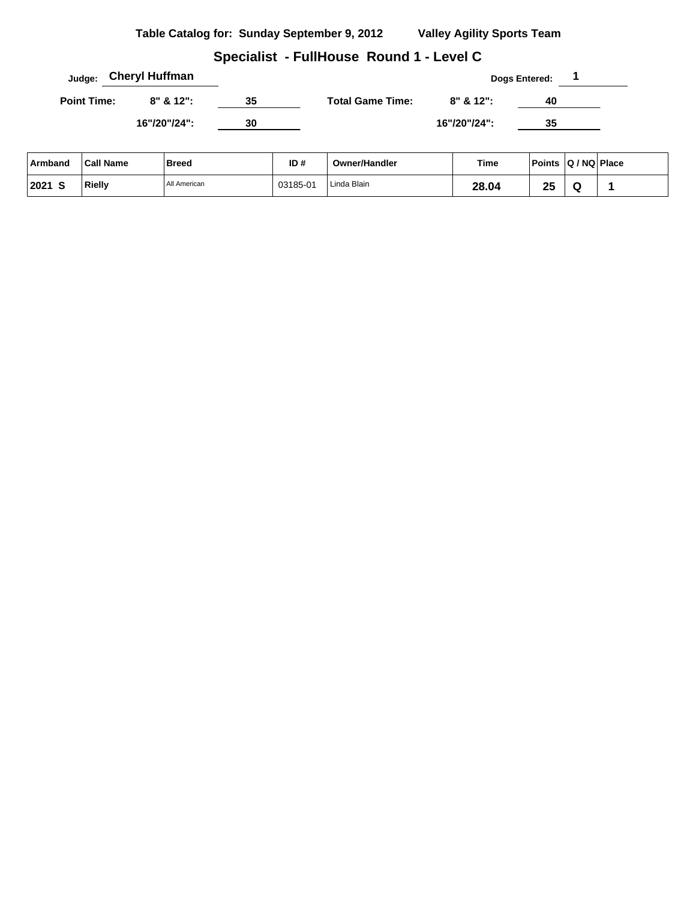**Table Catalog for: Sunday September 9, 2012** **Valley Agility Sports Team**

## Specialist - FullHouse Round 1 - Level C

**Judge:** Cheryl Huffman

**Dogs Entered:** 1

| | | | | |
|---|---|---|---|---|
| **Point Time:** | **8" & 12":** 35 | **Total Game Time:** | **8" & 12":** 40 |
| | **16"/20"/24":** 30 | | **16"/20"/24":** 35 |

| Armband | Call Name | Breed | ID # | Owner/Handler | Time | Points | Q / NQ | Place |
|---|---|---|---|---|---|---|---|---|
| 2021 S | Rielly | All American | 03185-01 | Linda Blain | 28.04 | 25 | Q | 1 |